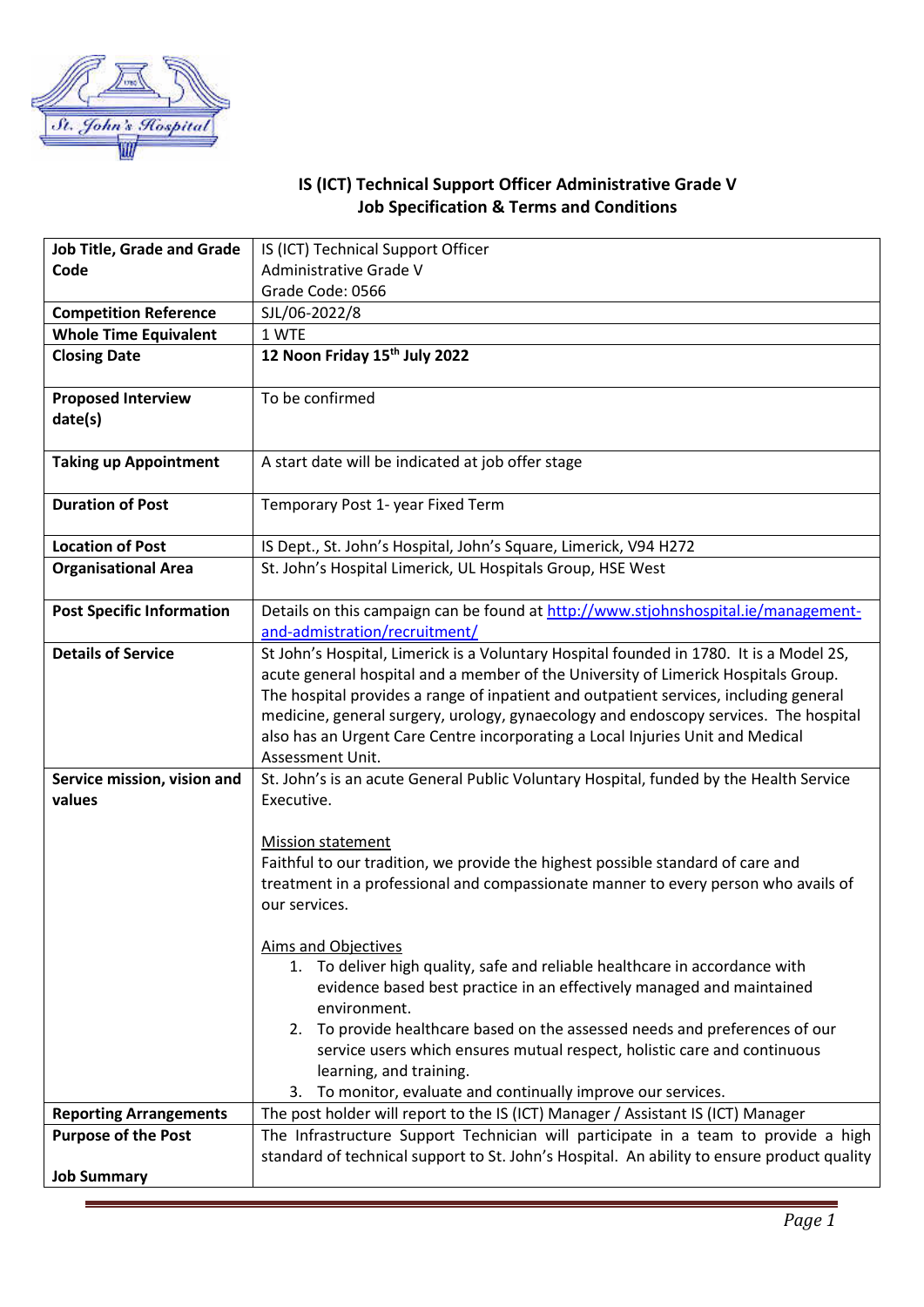# IS (ICT) Technical Support Officer Administrative Grade V
## Job Specification & Terms and Conditions

| | |
|---|---|
| **Job Title, Grade and Grade Code** | IS (ICT) Technical Support Officer<br>Administrative Grade V<br>Grade Code: 0566 |
| **Competition Reference** | SJL/06-2022/8 |
| **Whole Time Equivalent** | 1 WTE |
| **Closing Date** | **12 Noon Friday 15th July 2022** |
| **Proposed Interview date(s)** | To be confirmed |
| **Taking up Appointment** | A start date will be indicated at job offer stage |
| **Duration of Post** | Temporary Post 1- year Fixed Term |
| **Location of Post** | IS Dept., St. John's Hospital, John's Square, Limerick, V94 H272 |
| **Organisational Area** | St. John's Hospital Limerick, UL Hospitals Group, HSE West |
| **Post Specific Information** | Details on this campaign can be found at [http://www.stjohnshospital.ie/management-and-admistration/recruitment/](http://www.stjohnshospital.ie/management-and-admistration/recruitment/) |
| **Details of Service** | St John's Hospital, Limerick is a Voluntary Hospital founded in 1780. It is a Model 2S, acute general hospital and a member of the University of Limerick Hospitals Group. The hospital provides a range of inpatient and outpatient services, including general medicine, general surgery, urology, gynaecology and endoscopy services. The hospital also has an Urgent Care Centre incorporating a Local Injuries Unit and Medical Assessment Unit. |
| **Service mission, vision and values** | St. John's is an acute General Public Voluntary Hospital, funded by the Health Service Executive.<br><br>Mission statement<br>Faithful to our tradition, we provide the highest possible standard of care and treatment in a professional and compassionate manner to every person who avails of our services.<br><br>Aims and Objectives<br>1. To deliver high quality, safe and reliable healthcare in accordance with evidence based best practice in an effectively managed and maintained environment.<br>2. To provide healthcare based on the assessed needs and preferences of our service users which ensures mutual respect, holistic care and continuous learning, and training.<br>3. To monitor, evaluate and continually improve our services. |
| **Reporting Arrangements** | The post holder will report to the IS (ICT) Manager / Assistant IS (ICT) Manager |
| **Purpose of the Post**<br><br>**Job Summary** | The Infrastructure Support Technician will participate in a team to provide a high standard of technical support to St. John's Hospital. An ability to ensure product quality |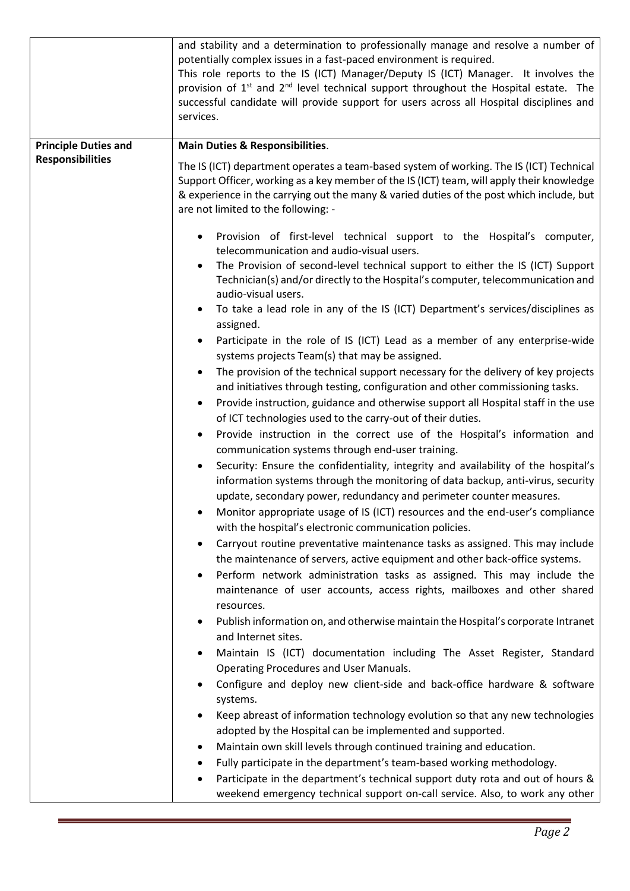| | |
|---|---|
| | and stability and a determination to professionally manage and resolve a number of potentially complex issues in a fast-paced environment is required. This role reports to the IS (ICT) Manager/Deputy IS (ICT) Manager. It involves the provision of 1st and 2nd level technical support throughout the Hospital estate. The successful candidate will provide support for users across all Hospital disciplines and services. |
| **Principle Duties and Responsibilities** | **Main Duties & Responsibilities**.<br><br>The IS (ICT) department operates a team-based system of working. The IS (ICT) Technical Support Officer, working as a key member of the IS (ICT) team, will apply their knowledge & experience in the carrying out the many & varied duties of the post which include, but are not limited to the following: -<br><br>• Provision of first-level technical support to the Hospital's computer, telecommunication and audio-visual users.<br>• The Provision of second-level technical support to either the IS (ICT) Support Technician(s) and/or directly to the Hospital's computer, telecommunication and audio-visual users.<br>• To take a lead role in any of the IS (ICT) Department's services/disciplines as assigned.<br>• Participate in the role of IS (ICT) Lead as a member of any enterprise-wide systems projects Team(s) that may be assigned.<br>• The provision of the technical support necessary for the delivery of key projects and initiatives through testing, configuration and other commissioning tasks.<br>• Provide instruction, guidance and otherwise support all Hospital staff in the use of ICT technologies used to the carry-out of their duties.<br>• Provide instruction in the correct use of the Hospital's information and communication systems through end-user training.<br>• Security: Ensure the confidentiality, integrity and availability of the hospital's information systems through the monitoring of data backup, anti-virus, security update, secondary power, redundancy and perimeter counter measures.<br>• Monitor appropriate usage of IS (ICT) resources and the end-user's compliance with the hospital's electronic communication policies.<br>• Carryout routine preventative maintenance tasks as assigned. This may include the maintenance of servers, active equipment and other back-office systems.<br>• Perform network administration tasks as assigned. This may include the maintenance of user accounts, access rights, mailboxes and other shared resources.<br>• Publish information on, and otherwise maintain the Hospital's corporate Intranet and Internet sites.<br>• Maintain IS (ICT) documentation including The Asset Register, Standard Operating Procedures and User Manuals.<br>• Configure and deploy new client-side and back-office hardware & software systems.<br>• Keep abreast of information technology evolution so that any new technologies adopted by the Hospital can be implemented and supported.<br>• Maintain own skill levels through continued training and education.<br>• Fully participate in the department's team-based working methodology.<br>• Participate in the department's technical support duty rota and out of hours & weekend emergency technical support on-call service. Also, to work any other |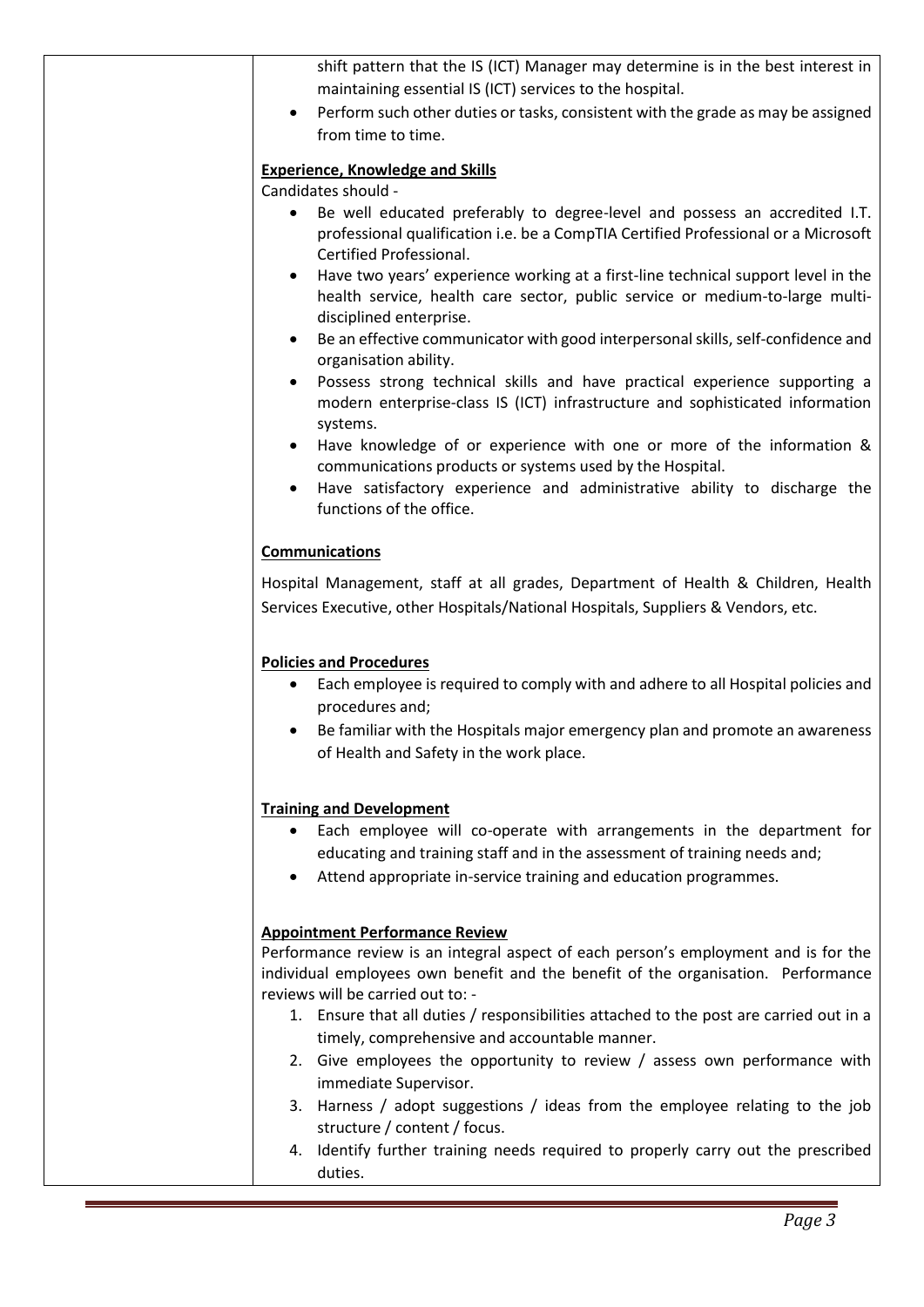shift pattern that the IS (ICT) Manager may determine is in the best interest in maintaining essential IS (ICT) services to the hospital.

- Perform such other duties or tasks, consistent with the grade as may be assigned from time to time.

**Experience, Knowledge and Skills**

Candidates should -

- Be well educated preferably to degree-level and possess an accredited I.T. professional qualification i.e. be a CompTIA Certified Professional or a Microsoft Certified Professional.
- Have two years' experience working at a first-line technical support level in the health service, health care sector, public service or medium-to-large multi-disciplined enterprise.
- Be an effective communicator with good interpersonal skills, self-confidence and organisation ability.
- Possess strong technical skills and have practical experience supporting a modern enterprise-class IS (ICT) infrastructure and sophisticated information systems.
- Have knowledge of or experience with one or more of the information & communications products or systems used by the Hospital.
- Have satisfactory experience and administrative ability to discharge the functions of the office.

**Communications**

Hospital Management, staff at all grades, Department of Health & Children, Health Services Executive, other Hospitals/National Hospitals, Suppliers & Vendors, etc.

**Policies and Procedures**

- Each employee is required to comply with and adhere to all Hospital policies and procedures and;
- Be familiar with the Hospitals major emergency plan and promote an awareness of Health and Safety in the work place.

**Training and Development**

- Each employee will co-operate with arrangements in the department for educating and training staff and in the assessment of training needs and;
- Attend appropriate in-service training and education programmes.

**Appointment Performance Review**

Performance review is an integral aspect of each person's employment and is for the individual employees own benefit and the benefit of the organisation. Performance reviews will be carried out to: -

1. Ensure that all duties / responsibilities attached to the post are carried out in a timely, comprehensive and accountable manner.
2. Give employees the opportunity to review / assess own performance with immediate Supervisor.
3. Harness / adopt suggestions / ideas from the employee relating to the job structure / content / focus.
4. Identify further training needs required to properly carry out the prescribed duties.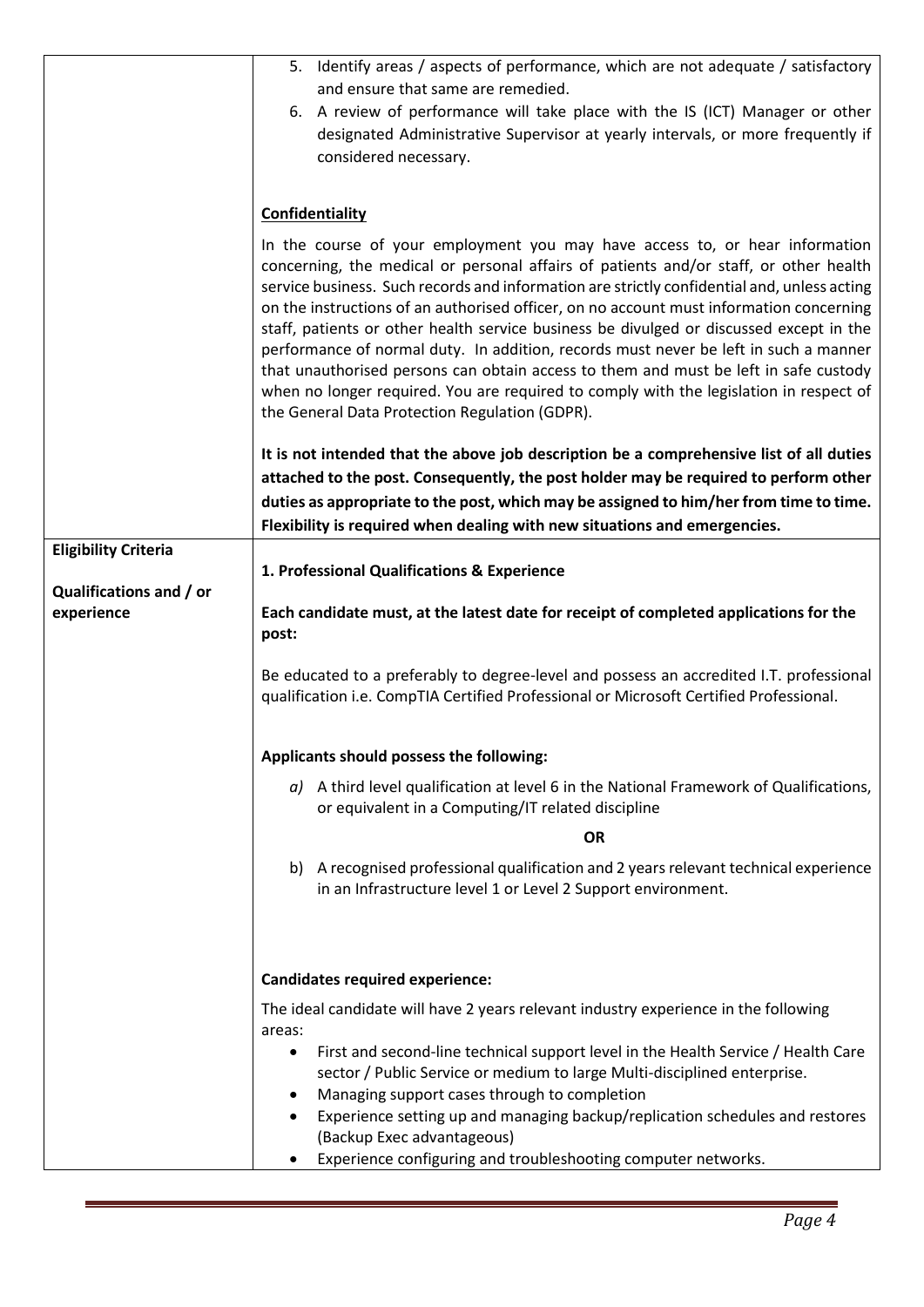|  |  |
|---|---|
|  | 5. Identify areas / aspects of performance, which are not adequate / satisfactory and ensure that same are remedied.<br>6. A review of performance will take place with the IS (ICT) Manager or other designated Administrative Supervisor at yearly intervals, or more frequently if considered necessary.<br><br>**Confidentiality**<br><br>In the course of your employment you may have access to, or hear information concerning, the medical or personal affairs of patients and/or staff, or other health service business. Such records and information are strictly confidential and, unless acting on the instructions of an authorised officer, on no account must information concerning staff, patients or other health service business be divulged or discussed except in the performance of normal duty. In addition, records must never be left in such a manner that unauthorised persons can obtain access to them and must be left in safe custody when no longer required. You are required to comply with the legislation in respect of the General Data Protection Regulation (GDPR).<br><br>**It is not intended that the above job description be a comprehensive list of all duties attached to the post. Consequently, the post holder may be required to perform other duties as appropriate to the post, which may be assigned to him/her from time to time. Flexibility is required when dealing with new situations and emergencies.** |
| **Eligibility Criteria**<br><br>**Qualifications and / or experience** | **1. Professional Qualifications & Experience**<br><br>**Each candidate must, at the latest date for receipt of completed applications for the post:**<br><br>Be educated to a preferably to degree-level and possess an accredited I.T. professional qualification i.e. CompTIA Certified Professional or Microsoft Certified Professional.<br><br>**Applicants should possess the following:**<br><br>*a)* A third level qualification at level 6 in the National Framework of Qualifications, or equivalent in a Computing/IT related discipline<br><br>**OR**<br><br>b) A recognised professional qualification and 2 years relevant technical experience in an Infrastructure level 1 or Level 2 Support environment.<br><br>**Candidates required experience:**<br><br>The ideal candidate will have 2 years relevant industry experience in the following areas:<br>• First and second-line technical support level in the Health Service / Health Care sector / Public Service or medium to large Multi-disciplined enterprise.<br>• Managing support cases through to completion<br>• Experience setting up and managing backup/replication schedules and restores (Backup Exec advantageous)<br>• Experience configuring and troubleshooting computer networks. |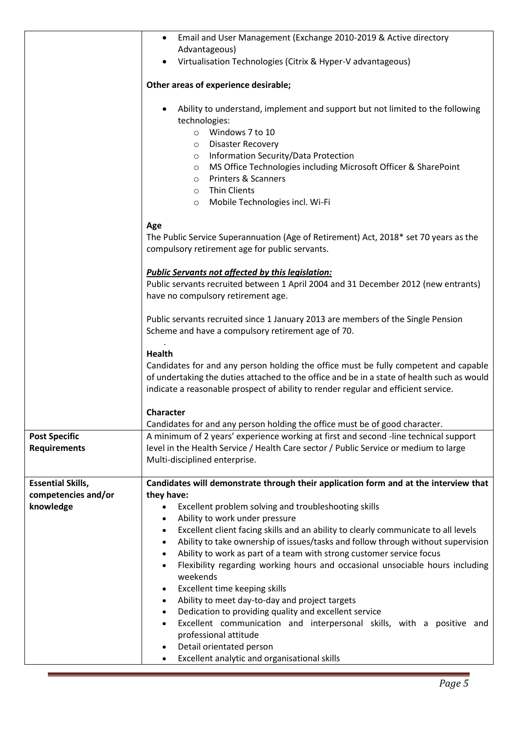| | |
|---|---|
| | • Email and User Management (Exchange 2010-2019 & Active directory Advantageous)<br>• Virtualisation Technologies (Citrix & Hyper-V advantageous)<br><br>**Other areas of experience desirable;**<br><br>• Ability to understand, implement and support but not limited to the following technologies:<br>  ○ Windows 7 to 10<br>  ○ Disaster Recovery<br>  ○ Information Security/Data Protection<br>  ○ MS Office Technologies including Microsoft Officer & SharePoint<br>  ○ Printers & Scanners<br>  ○ Thin Clients<br>  ○ Mobile Technologies incl. Wi-Fi<br><br>**Age**<br>The Public Service Superannuation (Age of Retirement) Act, 2018* set 70 years as the compulsory retirement age for public servants.<br><br>***<u>Public Servants not affected by this legislation:</u>***<br>Public servants recruited between 1 April 2004 and 31 December 2012 (new entrants) have no compulsory retirement age.<br><br>Public servants recruited since 1 January 2013 are members of the Single Pension Scheme and have a compulsory retirement age of 70.<br><br>**Health**<br>Candidates for and any person holding the office must be fully competent and capable of undertaking the duties attached to the office and be in a state of health such as would indicate a reasonable prospect of ability to render regular and efficient service.<br><br>**Character**<br>Candidates for and any person holding the office must be of good character. |
| **Post Specific Requirements** | A minimum of 2 years' experience working at first and second -line technical support level in the Health Service / Health Care sector / Public Service or medium to large Multi-disciplined enterprise. |
| **Essential Skills, competencies and/or knowledge** | **Candidates will demonstrate through their application form and at the interview that they have:**<br>• Excellent problem solving and troubleshooting skills<br>• Ability to work under pressure<br>• Excellent client facing skills and an ability to clearly communicate to all levels<br>• Ability to take ownership of issues/tasks and follow through without supervision<br>• Ability to work as part of a team with strong customer service focus<br>• Flexibility regarding working hours and occasional unsociable hours including weekends<br>• Excellent time keeping skills<br>• Ability to meet day-to-day and project targets<br>• Dedication to providing quality and excellent service<br>• Excellent communication and interpersonal skills, with a positive and professional attitude<br>• Detail orientated person<br>• Excellent analytic and organisational skills |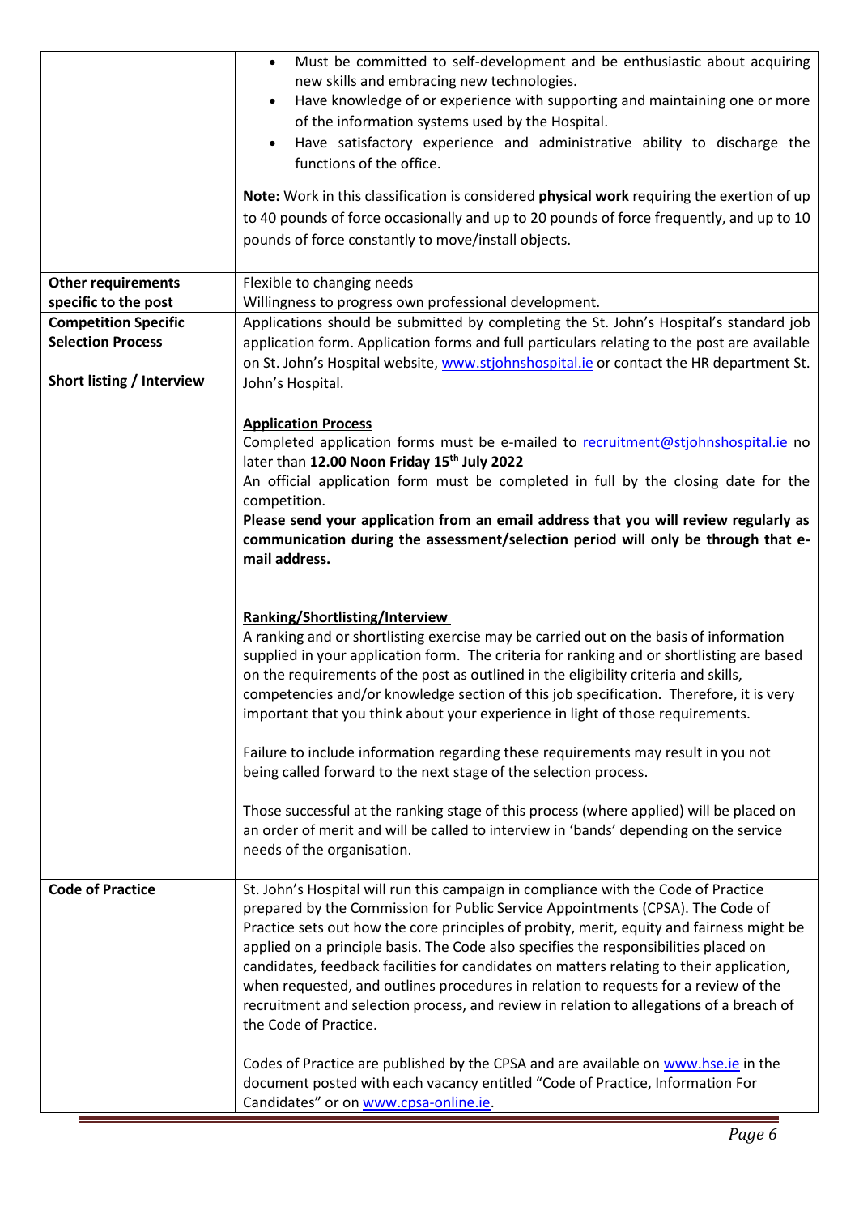| | |
|---|---|
| | • Must be committed to self-development and be enthusiastic about acquiring new skills and embracing new technologies.<br>• Have knowledge of or experience with supporting and maintaining one or more of the information systems used by the Hospital.<br>• Have satisfactory experience and administrative ability to discharge the functions of the office.<br><br>**Note:** Work in this classification is considered **physical work** requiring the exertion of up to 40 pounds of force occasionally and up to 20 pounds of force frequently, and up to 10 pounds of force constantly to move/install objects. |
| **Other requirements specific to the post** | Flexible to changing needs<br>Willingness to progress own professional development. |
| **Competition Specific Selection Process**<br><br>**Short listing / Interview** | Applications should be submitted by completing the St. John's Hospital's standard job application form. Application forms and full particulars relating to the post are available on St. John's Hospital website, www.stjohnshospital.ie or contact the HR department St. John's Hospital.<br><br>**Application Process**<br>Completed application forms must be e-mailed to recruitment@stjohnshospital.ie no later than **12.00 Noon Friday 15th July 2022**<br>An official application form must be completed in full by the closing date for the competition.<br>**Please send your application from an email address that you will review regularly as communication during the assessment/selection period will only be through that e-mail address.**<br><br>**Ranking/Shortlisting/Interview**<br>A ranking and or shortlisting exercise may be carried out on the basis of information supplied in your application form. The criteria for ranking and or shortlisting are based on the requirements of the post as outlined in the eligibility criteria and skills, competencies and/or knowledge section of this job specification. Therefore, it is very important that you think about your experience in light of those requirements.<br><br>Failure to include information regarding these requirements may result in you not being called forward to the next stage of the selection process.<br><br>Those successful at the ranking stage of this process (where applied) will be placed on an order of merit and will be called to interview in 'bands' depending on the service needs of the organisation. |
| **Code of Practice** | St. John's Hospital will run this campaign in compliance with the Code of Practice prepared by the Commission for Public Service Appointments (CPSA). The Code of Practice sets out how the core principles of probity, merit, equity and fairness might be applied on a principle basis. The Code also specifies the responsibilities placed on candidates, feedback facilities for candidates on matters relating to their application, when requested, and outlines procedures in relation to requests for a review of the recruitment and selection process, and review in relation to allegations of a breach of the Code of Practice.<br><br>Codes of Practice are published by the CPSA and are available on www.hse.ie in the document posted with each vacancy entitled "Code of Practice, Information For Candidates" or on www.cpsa-online.ie. |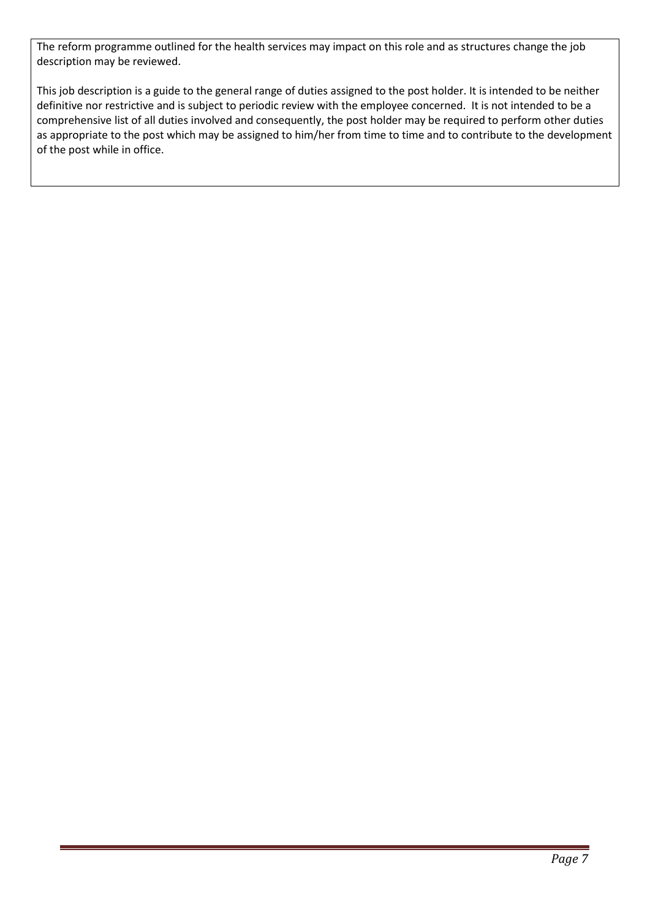The reform programme outlined for the health services may impact on this role and as structures change the job description may be reviewed.

This job description is a guide to the general range of duties assigned to the post holder. It is intended to be neither definitive nor restrictive and is subject to periodic review with the employee concerned. It is not intended to be a comprehensive list of all duties involved and consequently, the post holder may be required to perform other duties as appropriate to the post which may be assigned to him/her from time to time and to contribute to the development of the post while in office.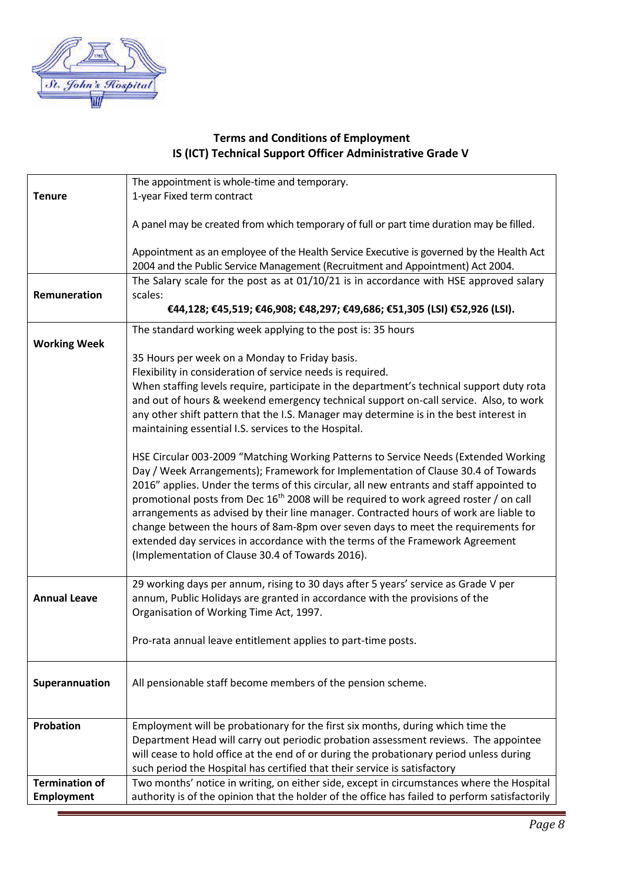## Terms and Conditions of Employment
## IS (ICT) Technical Support Officer Administrative Grade V

| | |
|---|---|
| **Tenure** | The appointment is whole-time and temporary.<br>1-year Fixed term contract<br><br>A panel may be created from which temporary of full or part time duration may be filled.<br><br>Appointment as an employee of the Health Service Executive is governed by the Health Act 2004 and the Public Service Management (Recruitment and Appointment) Act 2004. |
| **Remuneration** | The Salary scale for the post as at 01/10/21 is in accordance with HSE approved salary scales:<br>**€44,128; €45,519; €46,908; €48,297; €49,686; €51,305 (LSI) €52,926 (LSI).** |
| **Working Week** | The standard working week applying to the post is: 35 hours<br><br>35 Hours per week on a Monday to Friday basis.<br>Flexibility in consideration of service needs is required.<br>When staffing levels require, participate in the department's technical support duty rota and out of hours & weekend emergency technical support on-call service. Also, to work any other shift pattern that the I.S. Manager may determine is in the best interest in maintaining essential I.S. services to the Hospital.<br><br>HSE Circular 003-2009 "Matching Working Patterns to Service Needs (Extended Working Day / Week Arrangements); Framework for Implementation of Clause 30.4 of Towards 2016" applies. Under the terms of this circular, all new entrants and staff appointed to promotional posts from Dec 16th 2008 will be required to work agreed roster / on call arrangements as advised by their line manager. Contracted hours of work are liable to change between the hours of 8am-8pm over seven days to meet the requirements for extended day services in accordance with the terms of the Framework Agreement (Implementation of Clause 30.4 of Towards 2016). |
| **Annual Leave** | 29 working days per annum, rising to 30 days after 5 years' service as Grade V per annum, Public Holidays are granted in accordance with the provisions of the Organisation of Working Time Act, 1997.<br><br>Pro-rata annual leave entitlement applies to part-time posts. |
| **Superannuation** | All pensionable staff become members of the pension scheme. |
| **Probation** | Employment will be probationary for the first six months, during which time the Department Head will carry out periodic probation assessment reviews. The appointee will cease to hold office at the end of or during the probationary period unless during such period the Hospital has certified that their service is satisfactory |
| **Termination of Employment** | Two months' notice in writing, on either side, except in circumstances where the Hospital authority is of the opinion that the holder of the office has failed to perform satisfactorily |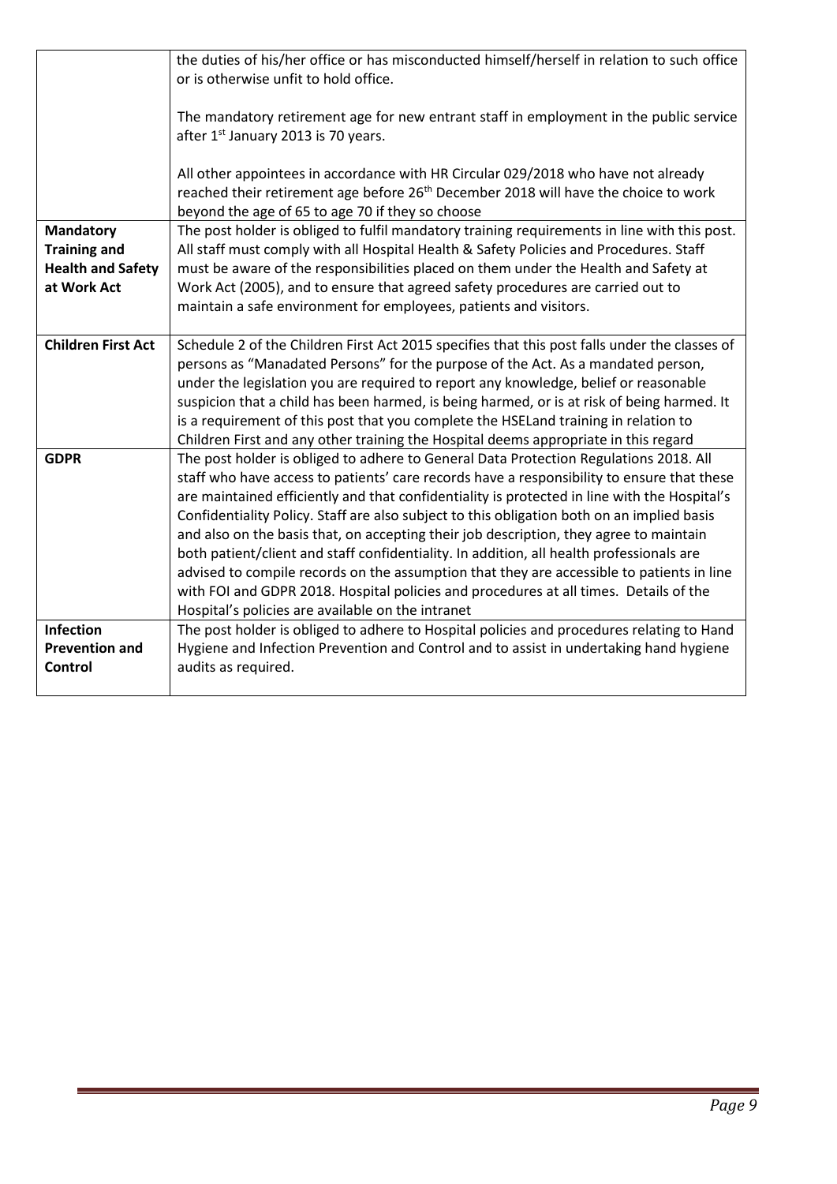| | |
|---|---|
| | the duties of his/her office or has misconducted himself/herself in relation to such office or is otherwise unfit to hold office.<br><br>The mandatory retirement age for new entrant staff in employment in the public service after 1st January 2013 is 70 years.<br><br>All other appointees in accordance with HR Circular 029/2018 who have not already reached their retirement age before 26th December 2018 will have the choice to work beyond the age of 65 to age 70 if they so choose |
| **Mandatory Training and Health and Safety at Work Act** | The post holder is obliged to fulfil mandatory training requirements in line with this post. All staff must comply with all Hospital Health & Safety Policies and Procedures. Staff must be aware of the responsibilities placed on them under the Health and Safety at Work Act (2005), and to ensure that agreed safety procedures are carried out to maintain a safe environment for employees, patients and visitors. |
| **Children First Act** | Schedule 2 of the Children First Act 2015 specifies that this post falls under the classes of persons as "Manadated Persons" for the purpose of the Act. As a mandated person, under the legislation you are required to report any knowledge, belief or reasonable suspicion that a child has been harmed, is being harmed, or is at risk of being harmed. It is a requirement of this post that you complete the HSELand training in relation to Children First and any other training the Hospital deems appropriate in this regard |
| **GDPR** | The post holder is obliged to adhere to General Data Protection Regulations 2018. All staff who have access to patients' care records have a responsibility to ensure that these are maintained efficiently and that confidentiality is protected in line with the Hospital's Confidentiality Policy. Staff are also subject to this obligation both on an implied basis and also on the basis that, on accepting their job description, they agree to maintain both patient/client and staff confidentiality. In addition, all health professionals are advised to compile records on the assumption that they are accessible to patients in line with FOI and GDPR 2018. Hospital policies and procedures at all times. Details of the Hospital's policies are available on the intranet |
| **Infection Prevention and Control** | The post holder is obliged to adhere to Hospital policies and procedures relating to Hand Hygiene and Infection Prevention and Control and to assist in undertaking hand hygiene audits as required. |